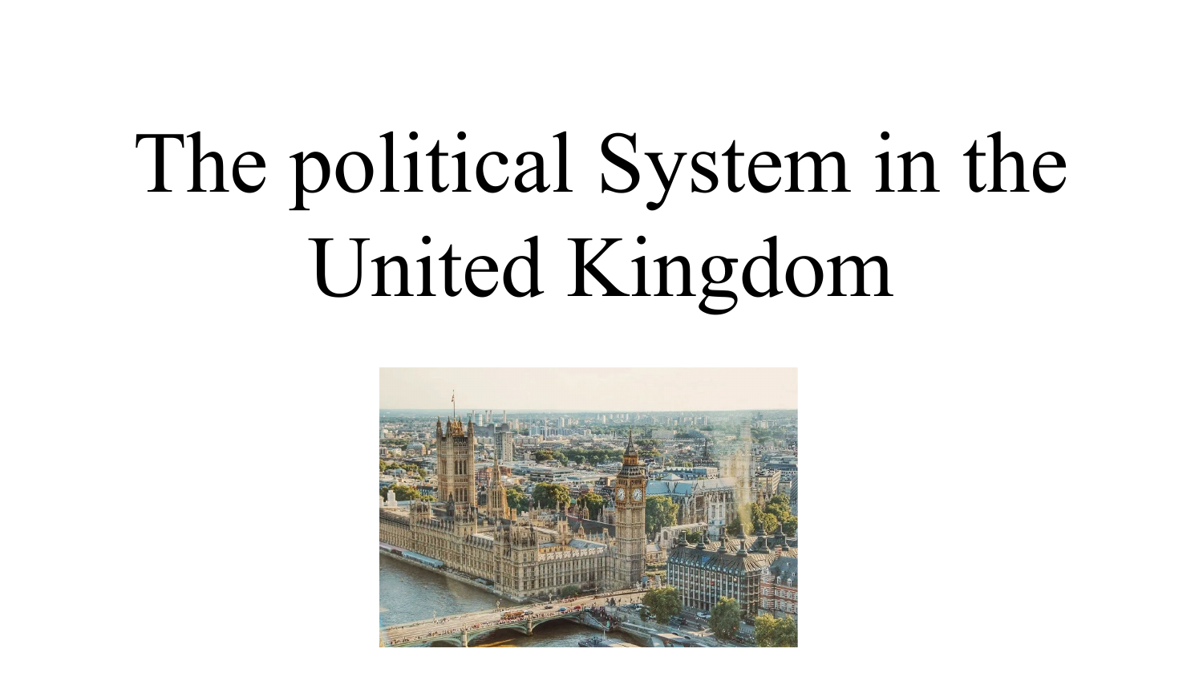# The political System in the United Kingdom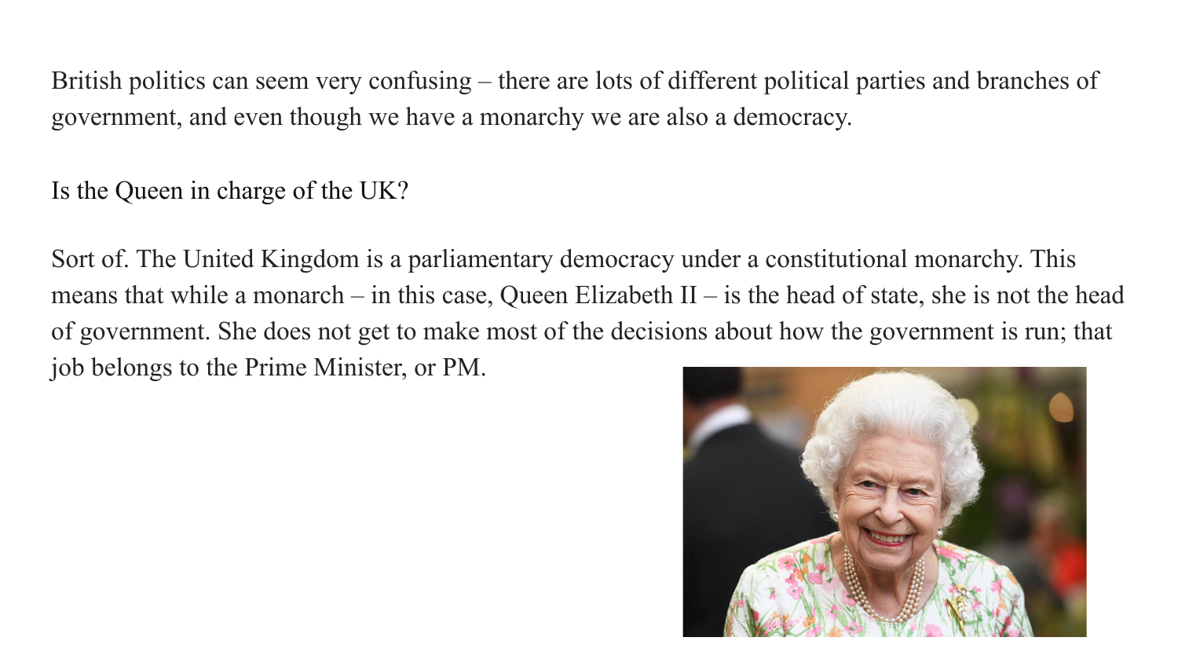British politics can seem very confusing – there are lots of different political parties and branches of government, and even though we have a monarchy we are also a democracy.

Is the Queen in charge of the UK?

Sort of. The United Kingdom is a parliamentary democracy under a constitutional monarchy. This means that while a monarch – in this case, Queen Elizabeth II – is the head of state, she is not the head of government. She does not get to make most of the decisions about how the government is run; that job belongs to the Prime Minister, or PM.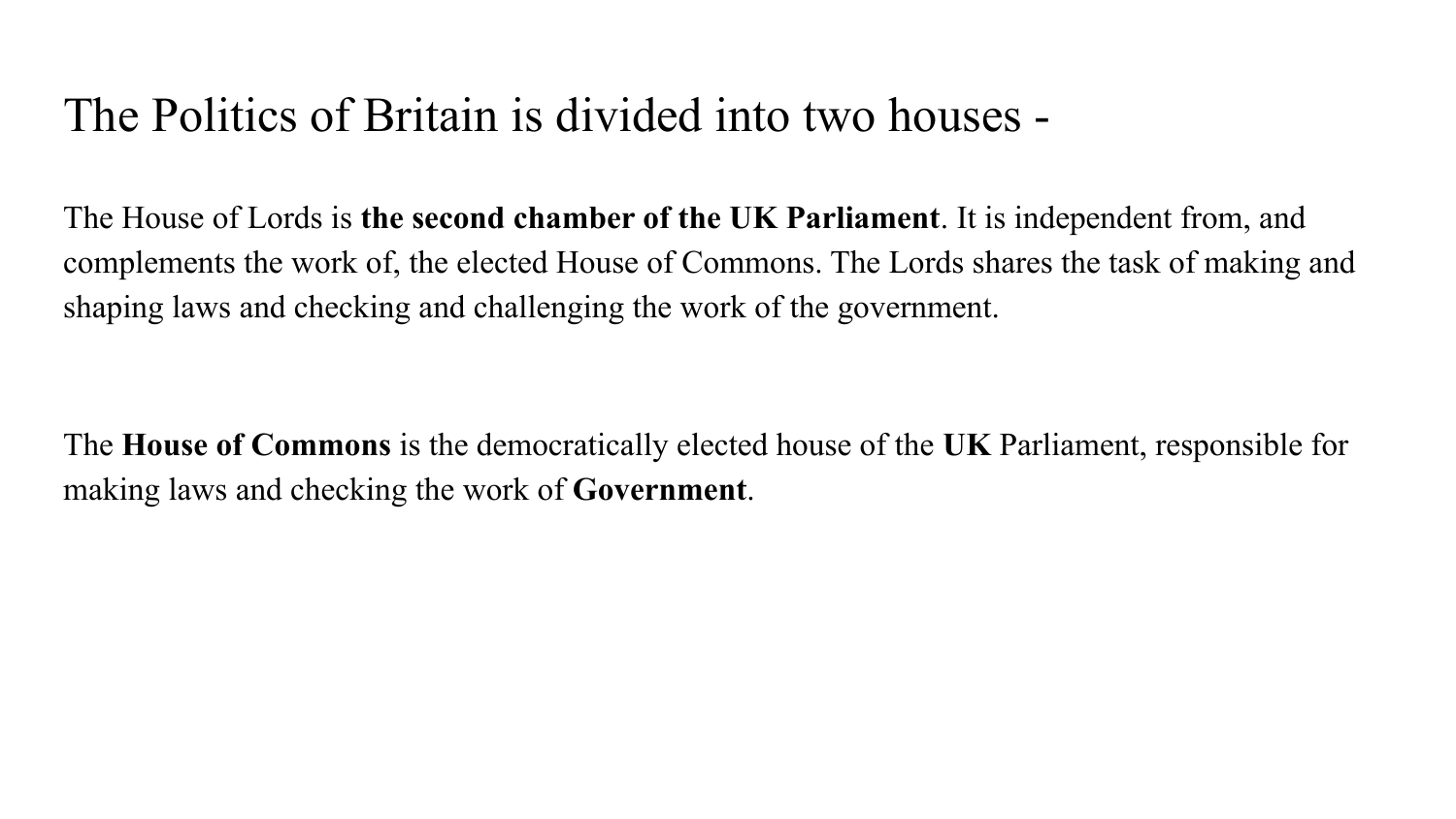# The Politics of Britain is divided into two houses -

The House of Lords is **the second chamber of the UK Parliament**. It is independent from, and complements the work of, the elected House of Commons. The Lords shares the task of making and shaping laws and checking and challenging the work of the government.

The **House of Commons** is the democratically elected house of the **UK** Parliament, responsible for making laws and checking the work of **Government**.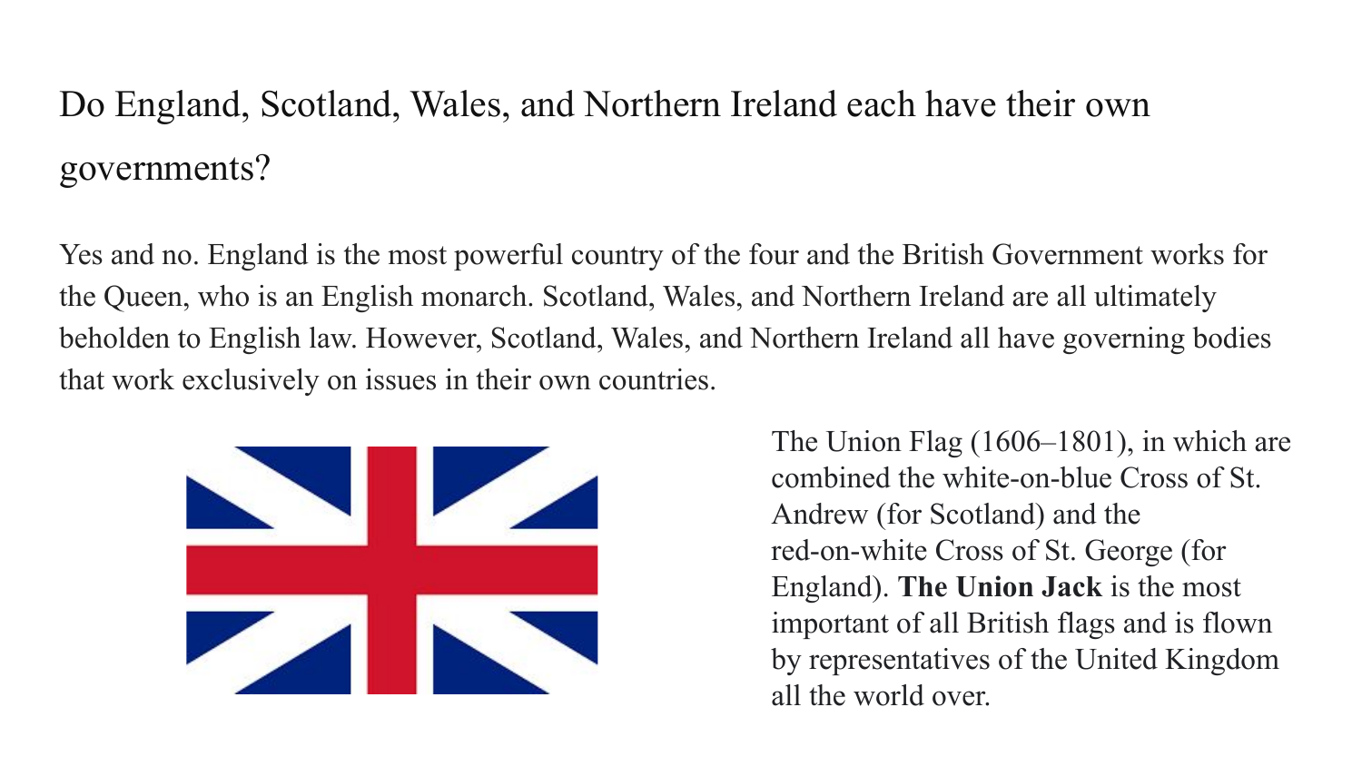## Do England, Scotland, Wales, and Northern Ireland each have their own governments?

Yes and no. England is the most powerful country of the four and the British Government works for the Queen, who is an English monarch. Scotland, Wales, and Northern Ireland are all ultimately beholden to English law. However, Scotland, Wales, and Northern Ireland all have governing bodies that work exclusively on issues in their own countries.

The Union Flag (1606–1801), in which are combined the white-on-blue Cross of St. Andrew (for Scotland) and the red-on-white Cross of St. George (for England). **The Union Jack** is the most important of all British flags and is flown by representatives of the United Kingdom all the world over.